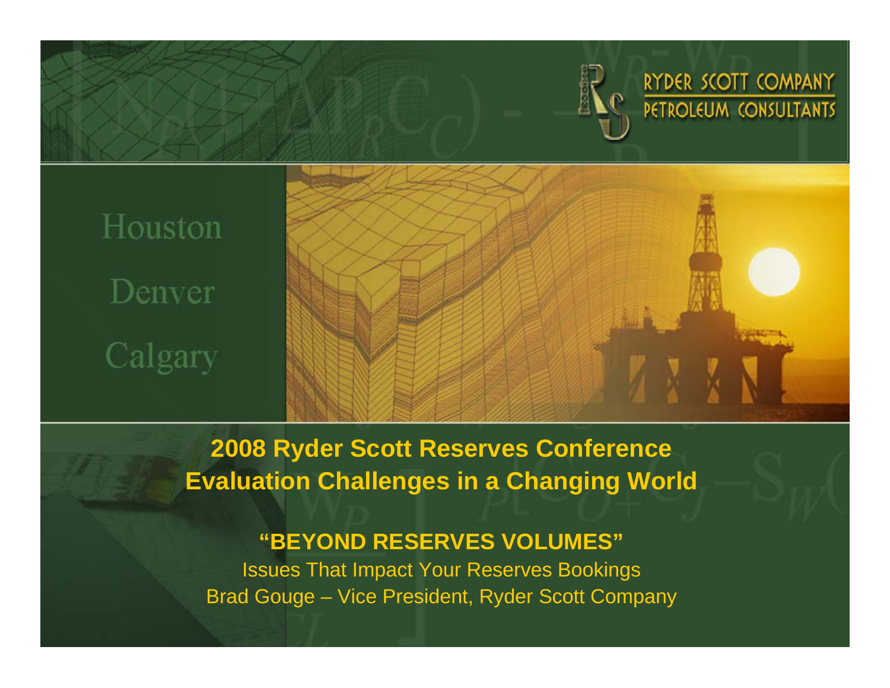RYDER SCOTT COMPANY
PETROLEUM CONSULTANTS

Houston

Denver

Calgary

# 2008 Ryder Scott Reserves Conference
# Evaluation Challenges in a Changing World

## "BEYOND RESERVES VOLUMES"

Issues That Impact Your Reserves Bookings

Brad Gouge – Vice President, Ryder Scott Company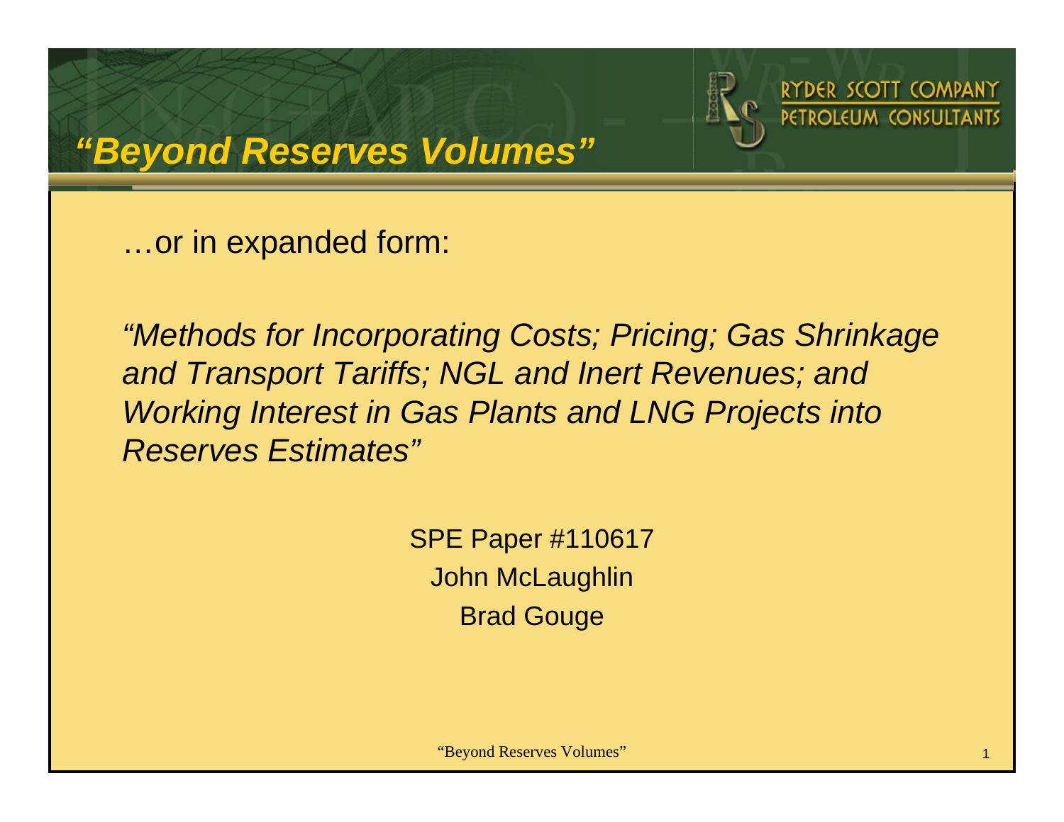# *“Beyond Reserves Volumes”*

RYDER SCOTT COMPANY
PETROLEUM CONSULTANTS

…or in expanded form:

*“Methods for Incorporating Costs; Pricing; Gas Shrinkage and Transport Tariffs; NGL and Inert Revenues; and Working Interest in Gas Plants and LNG Projects into Reserves Estimates”*

SPE Paper #110617
John McLaughlin
Brad Gouge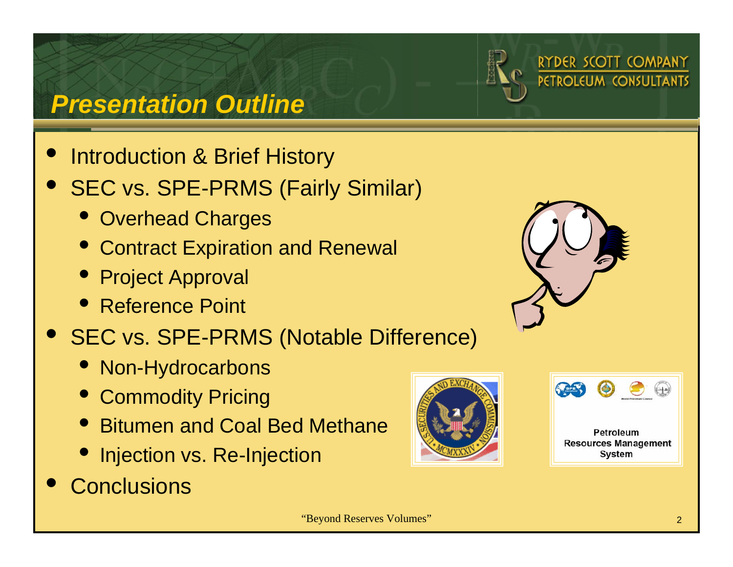# Presentation Outline

- Introduction & Brief History
- SEC vs. SPE-PRMS (Fairly Similar)
  - Overhead Charges
  - Contract Expiration and Renewal
  - Project Approval
  - Reference Point
- SEC vs. SPE-PRMS (Notable Difference)
  - Non-Hydrocarbons
  - Commodity Pricing
  - Bitumen and Coal Bed Methane
  - Injection vs. Re-Injection
- Conclusions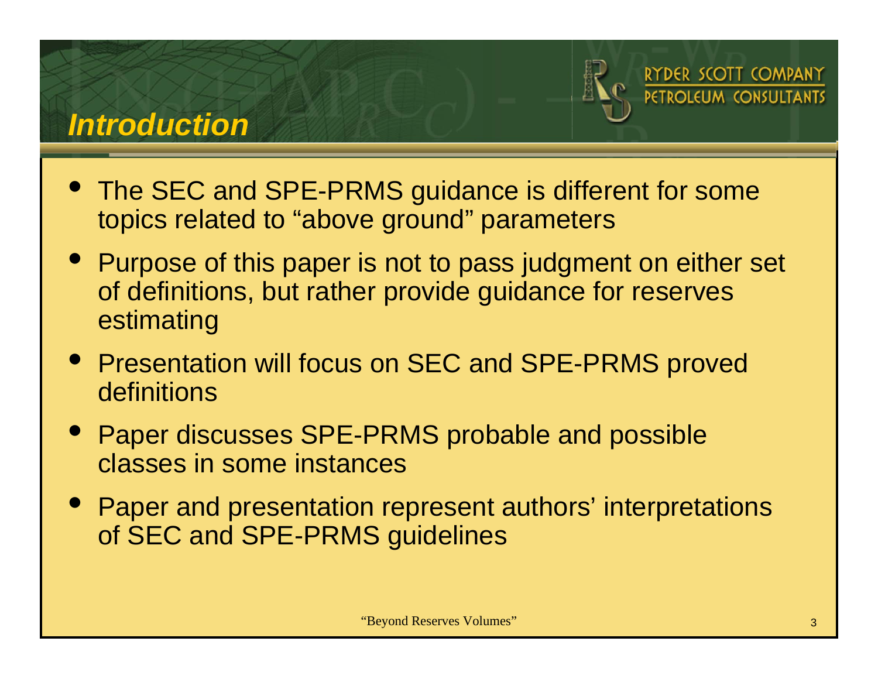# Introduction

- The SEC and SPE-PRMS guidance is different for some topics related to "above ground" parameters
- Purpose of this paper is not to pass judgment on either set of definitions, but rather provide guidance for reserves estimating
- Presentation will focus on SEC and SPE-PRMS proved definitions
- Paper discusses SPE-PRMS probable and possible classes in some instances
- Paper and presentation represent authors' interpretations of SEC and SPE-PRMS guidelines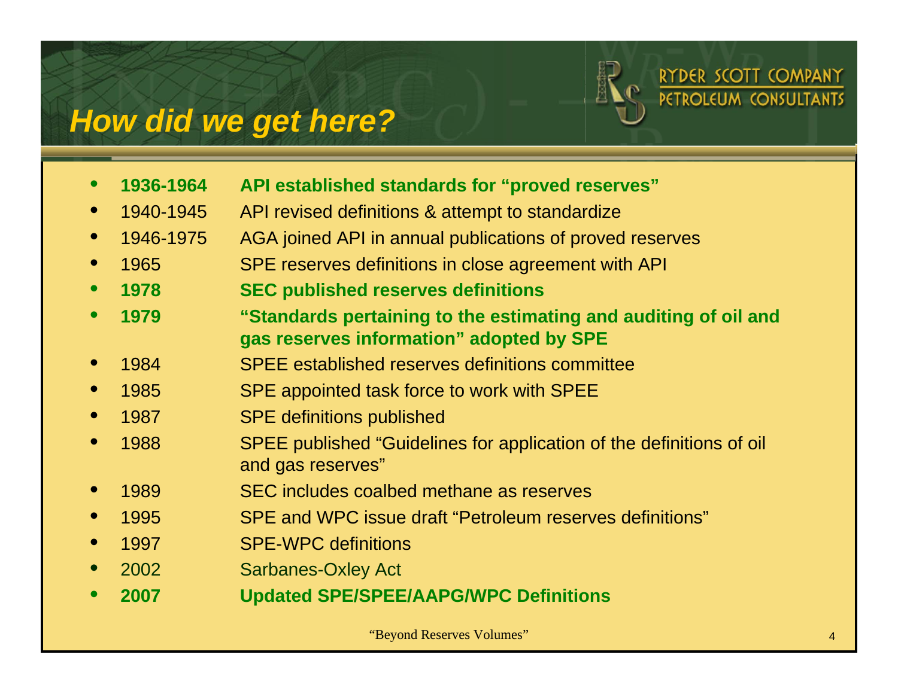# *How did we get here?*

- **1936-1964 API established standards for "proved reserves"**
- 1940-1945 API revised definitions & attempt to standardize
- 1946-1975 AGA joined API in annual publications of proved reserves
- 1965 SPE reserves definitions in close agreement with API
- **1978 SEC published reserves definitions**
- **1979 "Standards pertaining to the estimating and auditing of oil and gas reserves information" adopted by SPE**
- 1984 SPEE established reserves definitions committee
- 1985 SPE appointed task force to work with SPEE
- 1987 SPE definitions published
- 1988 SPEE published "Guidelines for application of the definitions of oil and gas reserves"
- 1989 SEC includes coalbed methane as reserves
- 1995 SPE and WPC issue draft "Petroleum reserves definitions"
- 1997 SPE-WPC definitions
- 2002 Sarbanes-Oxley Act
- **2007 Updated SPE/SPEE/AAPG/WPC Definitions**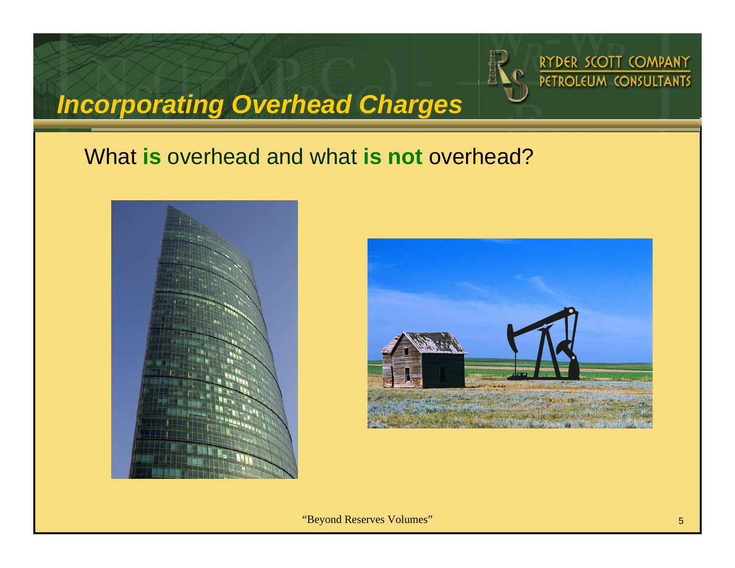# Incorporating Overhead Charges

What **is** overhead and what **is not** overhead?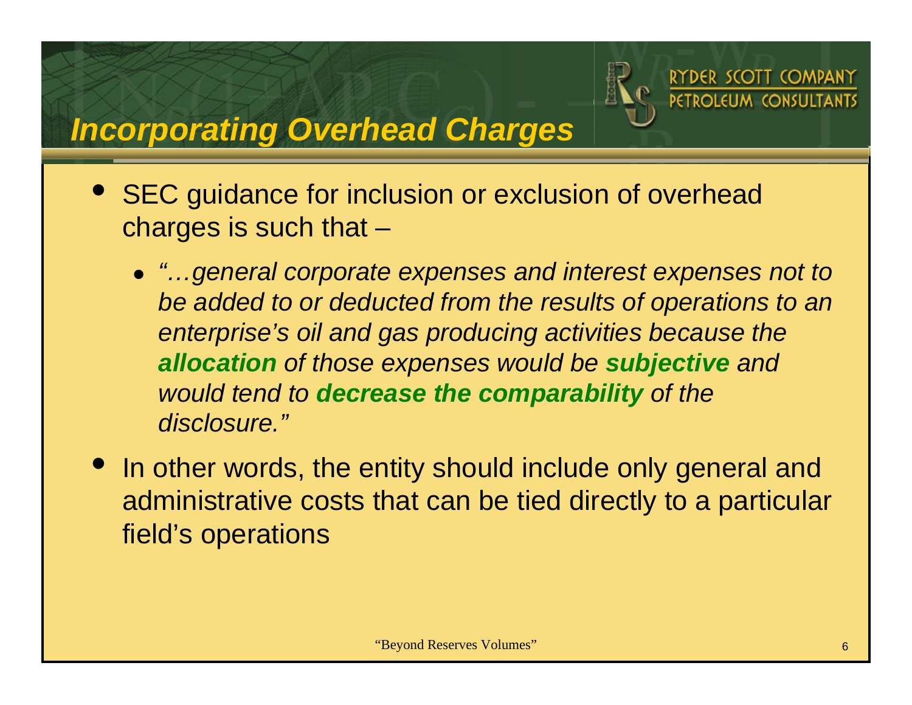# *Incorporating Overhead Charges*

- SEC guidance for inclusion or exclusion of overhead charges is such that –
  - *"…general corporate expenses and interest expenses not to be added to or deducted from the results of operations to an enterprise's oil and gas producing activities because the **allocation** of those expenses would be **subjective** and would tend to **decrease the comparability** of the disclosure."*
- In other words, the entity should include only general and administrative costs that can be tied directly to a particular field's operations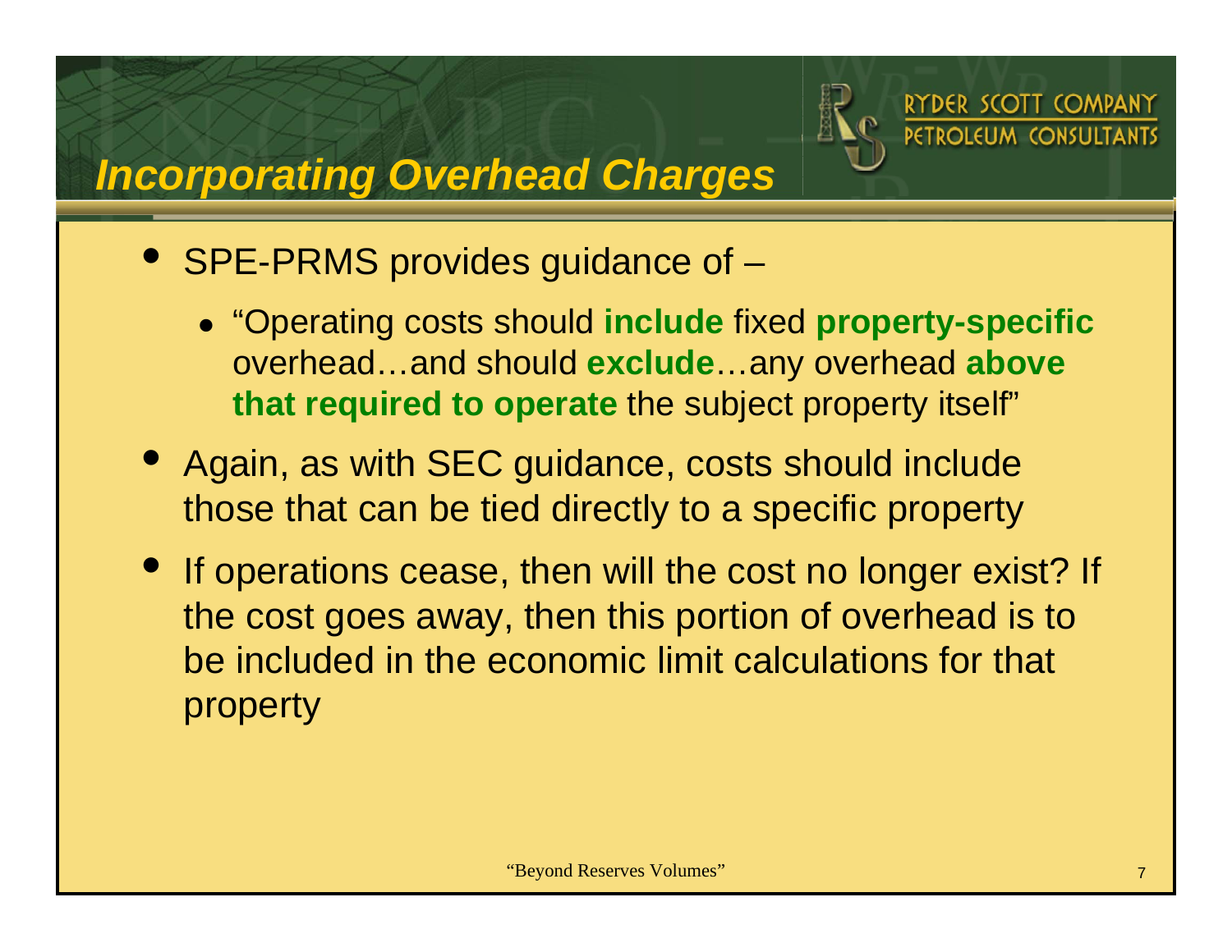# Incorporating Overhead Charges

- SPE-PRMS provides guidance of –
  - "Operating costs should **include** fixed **property-specific** overhead…and should **exclude**…any overhead **above that required to operate** the subject property itself"
- Again, as with SEC guidance, costs should include those that can be tied directly to a specific property
- If operations cease, then will the cost no longer exist? If the cost goes away, then this portion of overhead is to be included in the economic limit calculations for that property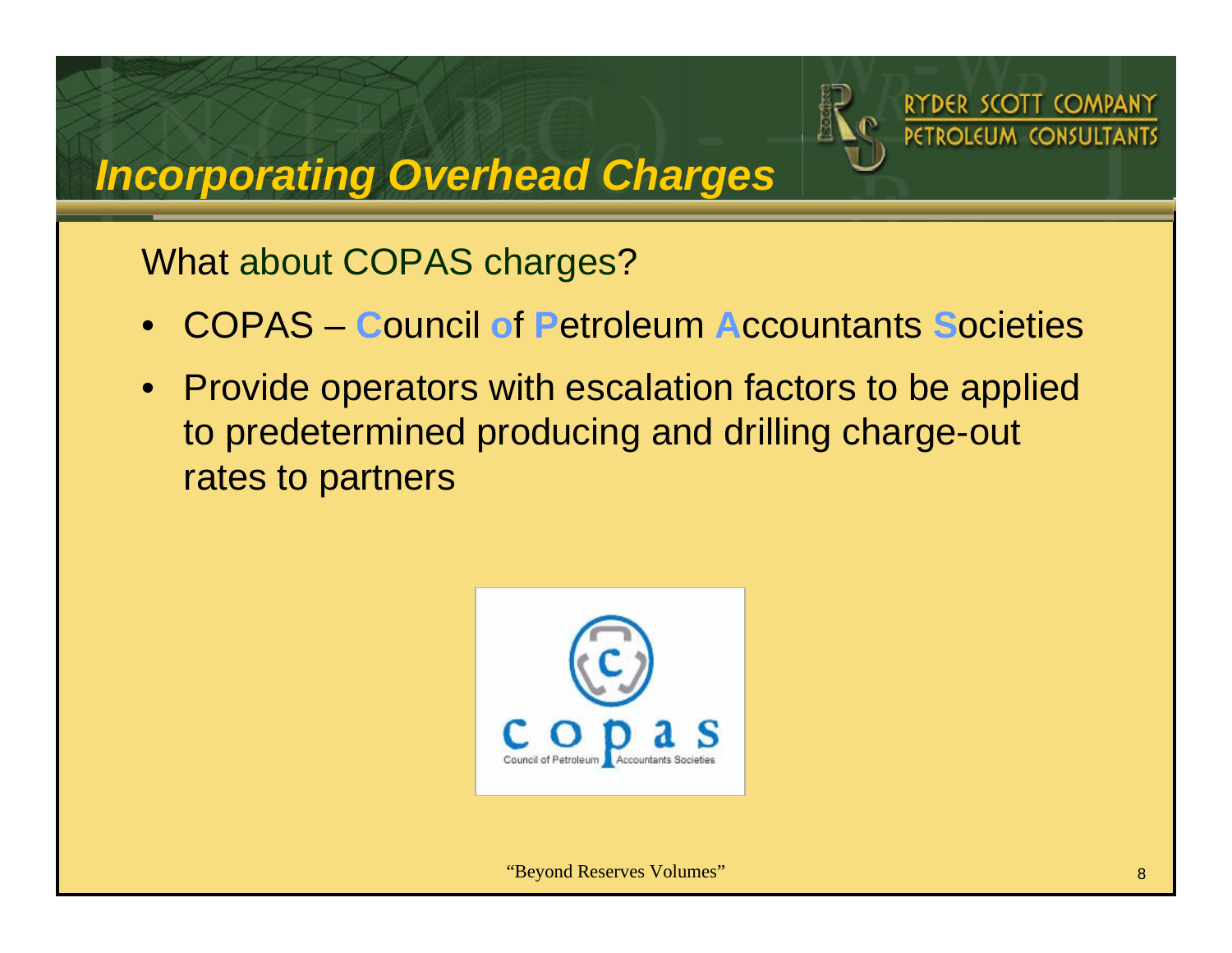# Incorporating Overhead Charges

What about COPAS charges?

- COPAS – **C**ouncil **o**f **P**etroleum **A**ccountants **S**ocieties
- Provide operators with escalation factors to be applied to predetermined producing and drilling charge-out rates to partners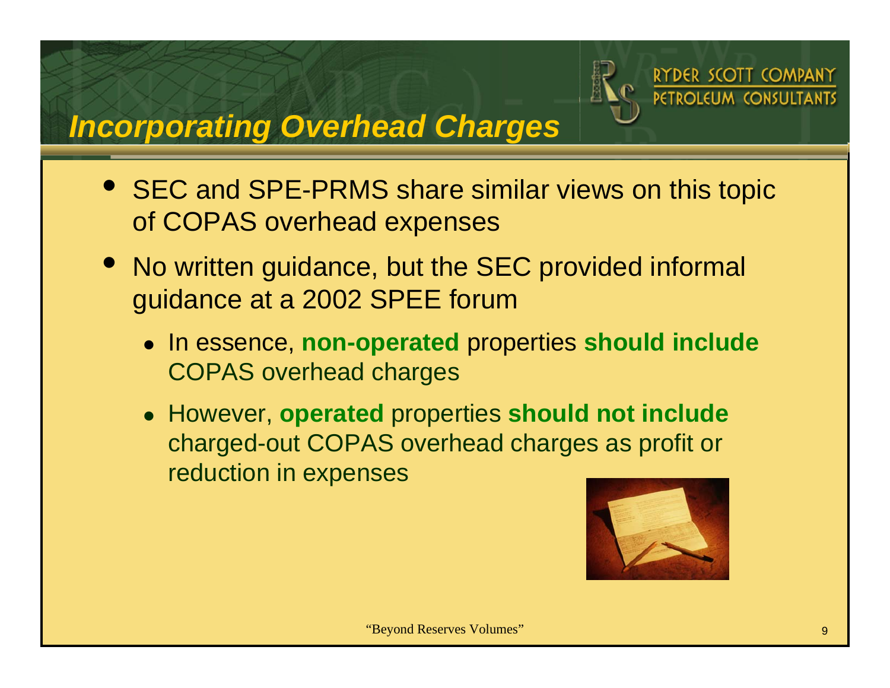# Incorporating Overhead Charges

- SEC and SPE-PRMS share similar views on this topic of COPAS overhead expenses
- No written guidance, but the SEC provided informal guidance at a 2002 SPEE forum
  - In essence, **non-operated** properties **should include** COPAS overhead charges
  - However, **operated** properties **should not include** charged-out COPAS overhead charges as profit or reduction in expenses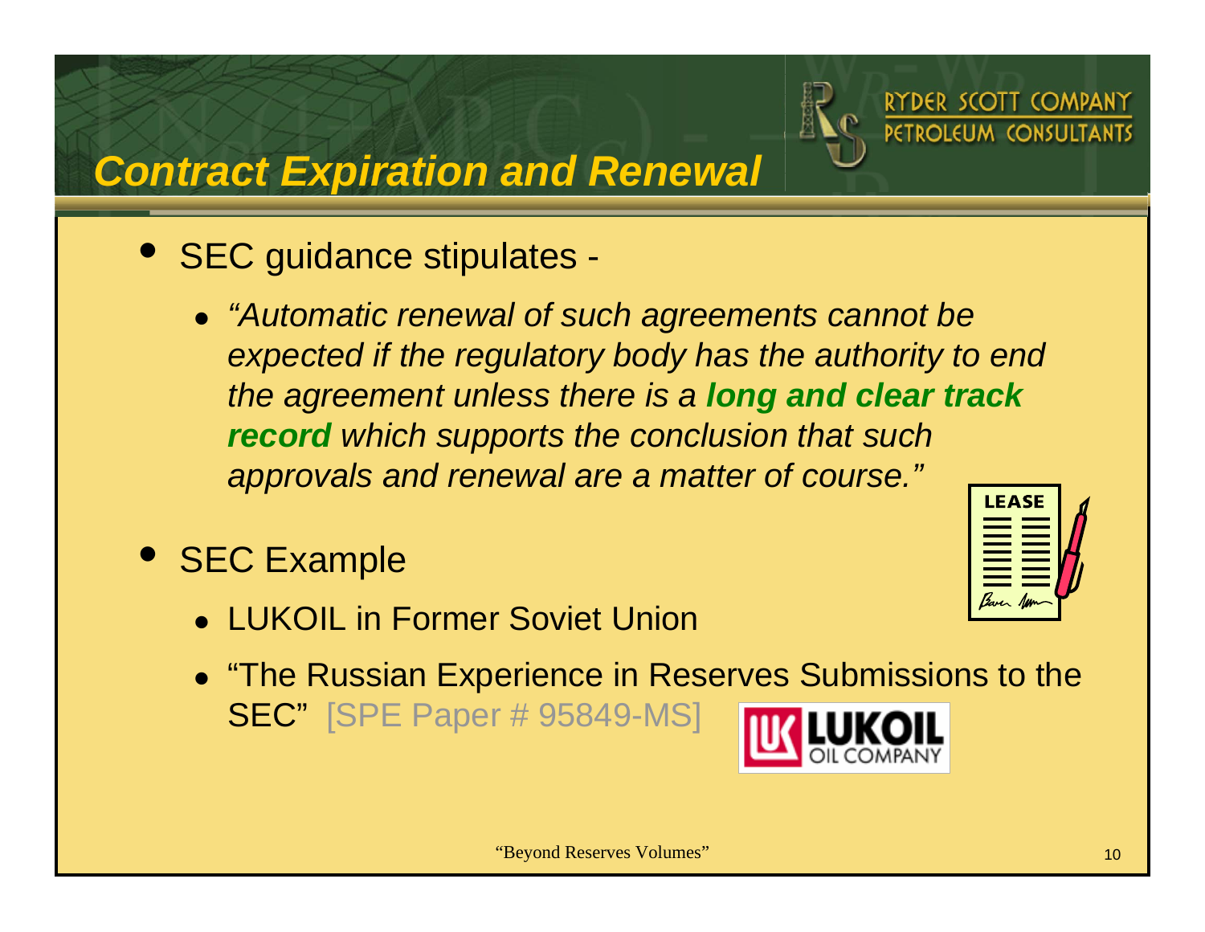# *Contract Expiration and Renewal*

- SEC guidance stipulates -
  - *"Automatic renewal of such agreements cannot be expected if the regulatory body has the authority to end the agreement unless there is a **long and clear track record** which supports the conclusion that such approvals and renewal are a matter of course."*
- SEC Example
  - LUKOIL in Former Soviet Union
  - "The Russian Experience in Reserves Submissions to the SEC" [SPE Paper # 95849-MS]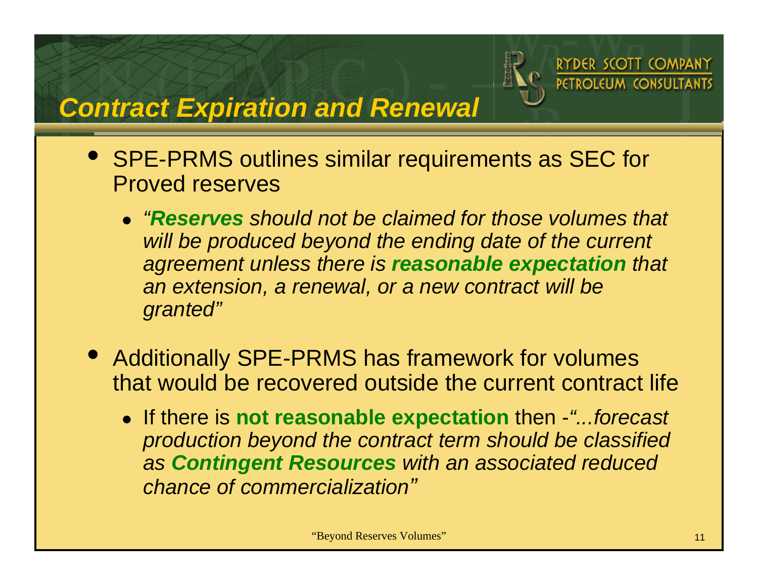# Contract Expiration and Renewal

- SPE-PRMS outlines similar requirements as SEC for Proved reserves
  - *"**Reserves** should not be claimed for those volumes that will be produced beyond the ending date of the current agreement unless there is **reasonable expectation** that an extension, a renewal, or a new contract will be granted"*

- Additionally SPE-PRMS has framework for volumes that would be recovered outside the current contract life
  - If there is **not reasonable expectation** then -*"...forecast production beyond the contract term should be classified as **Contingent Resources** with an associated reduced chance of commercialization"*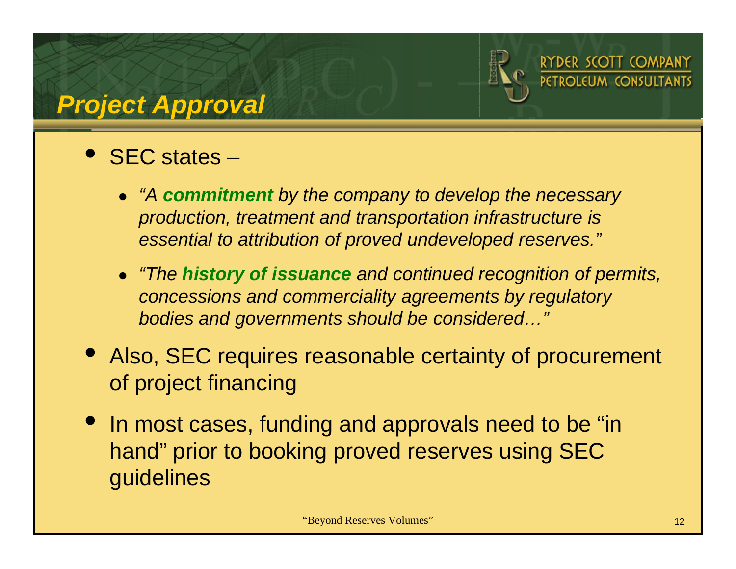# *Project Approval*

- SEC states –
  - *"A **commitment** by the company to develop the necessary production, treatment and transportation infrastructure is essential to attribution of proved undeveloped reserves."*
  - *"The **history of issuance** and continued recognition of permits, concessions and commerciality agreements by regulatory bodies and governments should be considered…"*
- Also, SEC requires reasonable certainty of procurement of project financing
- In most cases, funding and approvals need to be "in hand" prior to booking proved reserves using SEC guidelines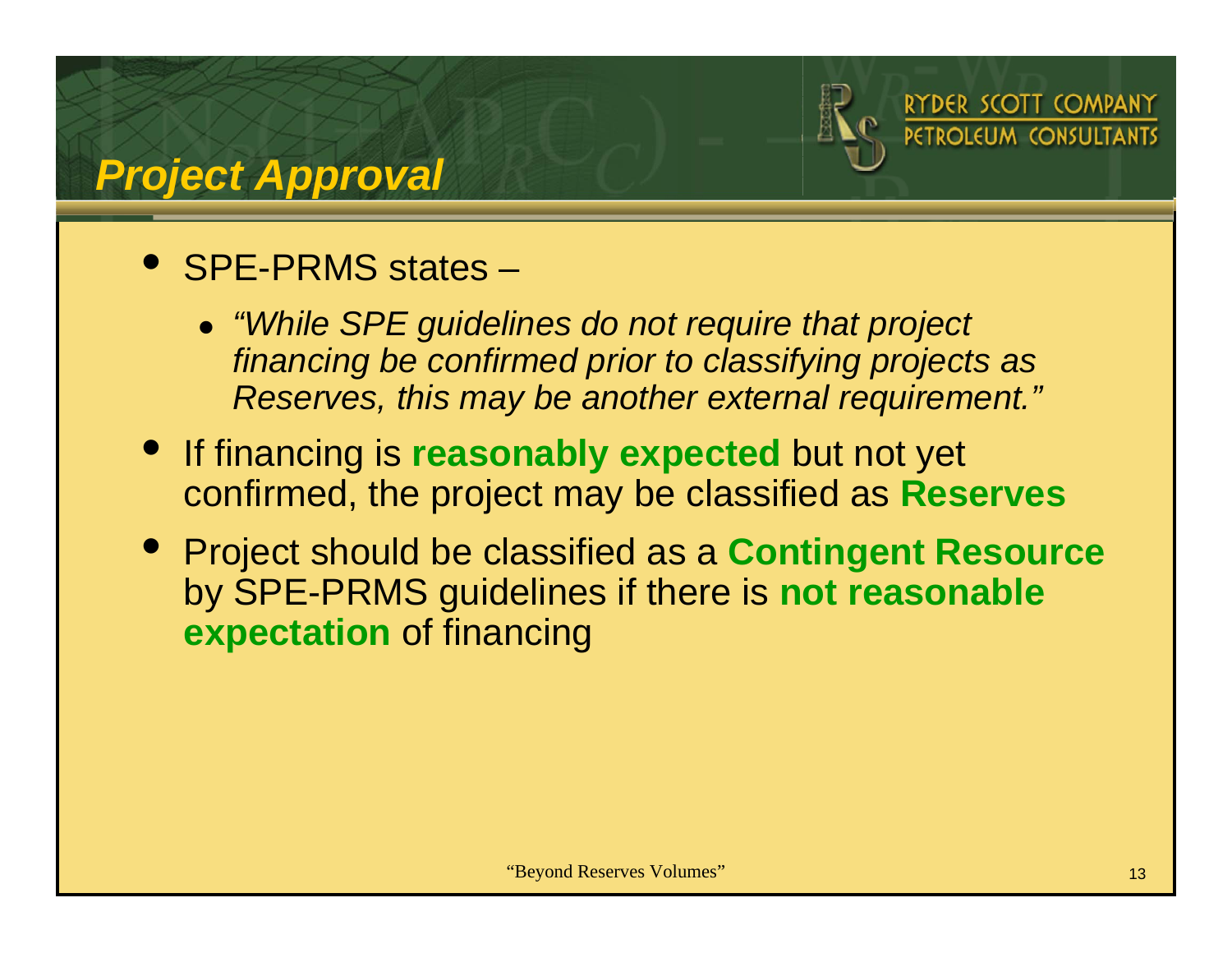# Project Approval

- SPE-PRMS states –
  - *"While SPE guidelines do not require that project financing be confirmed prior to classifying projects as Reserves, this may be another external requirement."*
- If financing is **reasonably expected** but not yet confirmed, the project may be classified as **Reserves**
- Project should be classified as a **Contingent Resource** by SPE-PRMS guidelines if there is **not reasonable expectation** of financing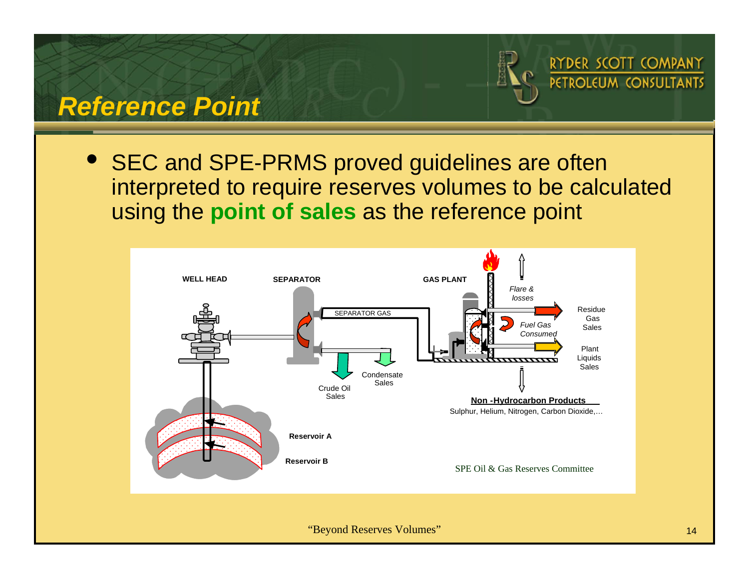# Reference Point

- SEC and SPE-PRMS proved guidelines are often interpreted to require reserves volumes to be calculated using the **point of sales** as the reference point

WELL HEAD

SEPARATOR

GAS PLANT

SEPARATOR GAS

*Flare & losses*

Residue Gas Sales

*Fuel Gas Consumed*

Plant Liquids Sales

Crude Oil Sales

Condensate Sales

**Non-Hydrocarbon Products**

Sulphur, Helium, Nitrogen, Carbon Dioxide,…

**Reservoir A**

**Reservoir B**

SPE Oil & Gas Reserves Committee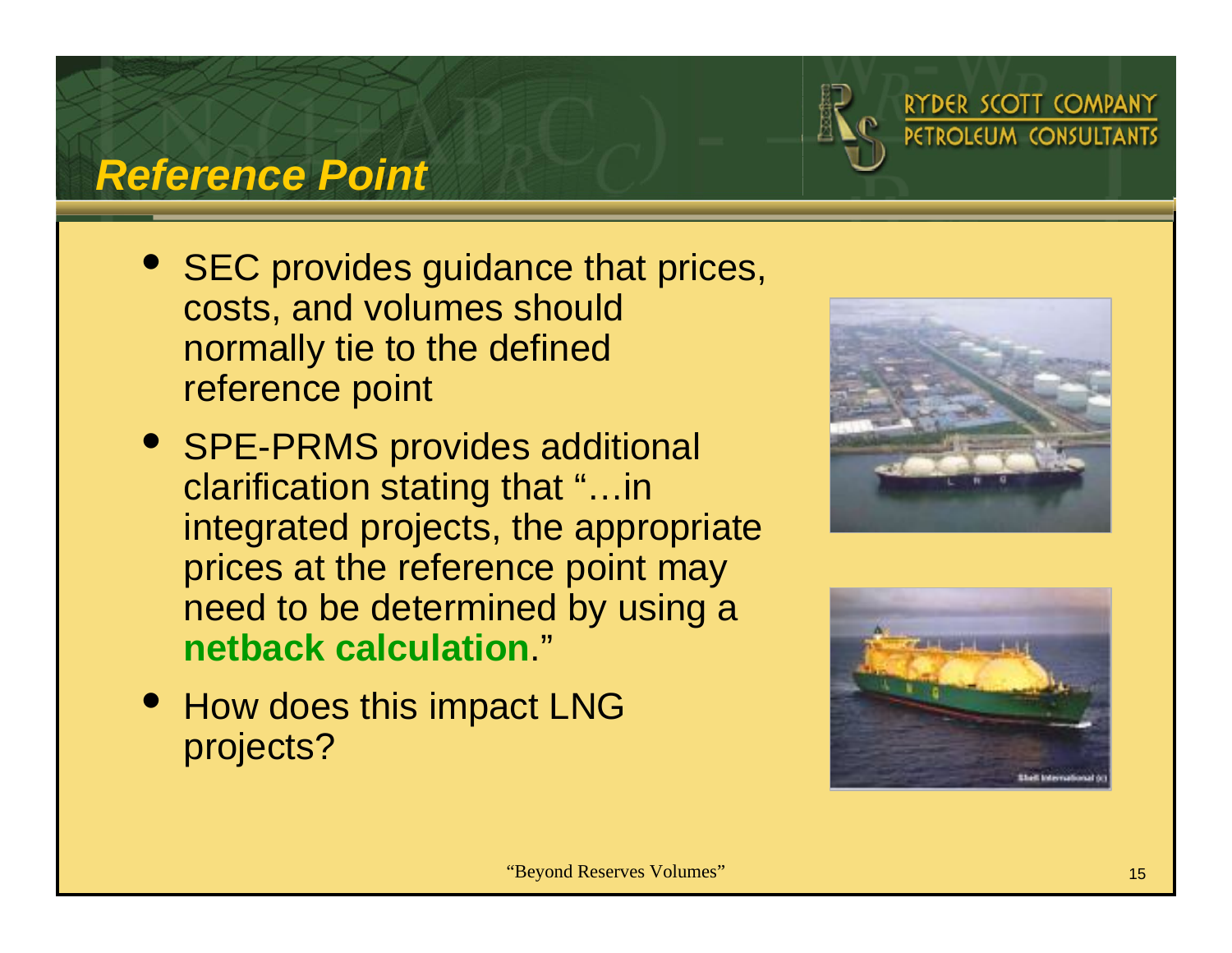## *Reference Point*

- SEC provides guidance that prices, costs, and volumes should normally tie to the defined reference point
- SPE-PRMS provides additional clarification stating that "…in integrated projects, the appropriate prices at the reference point may need to be determined by using a **netback calculation**."
- How does this impact LNG projects?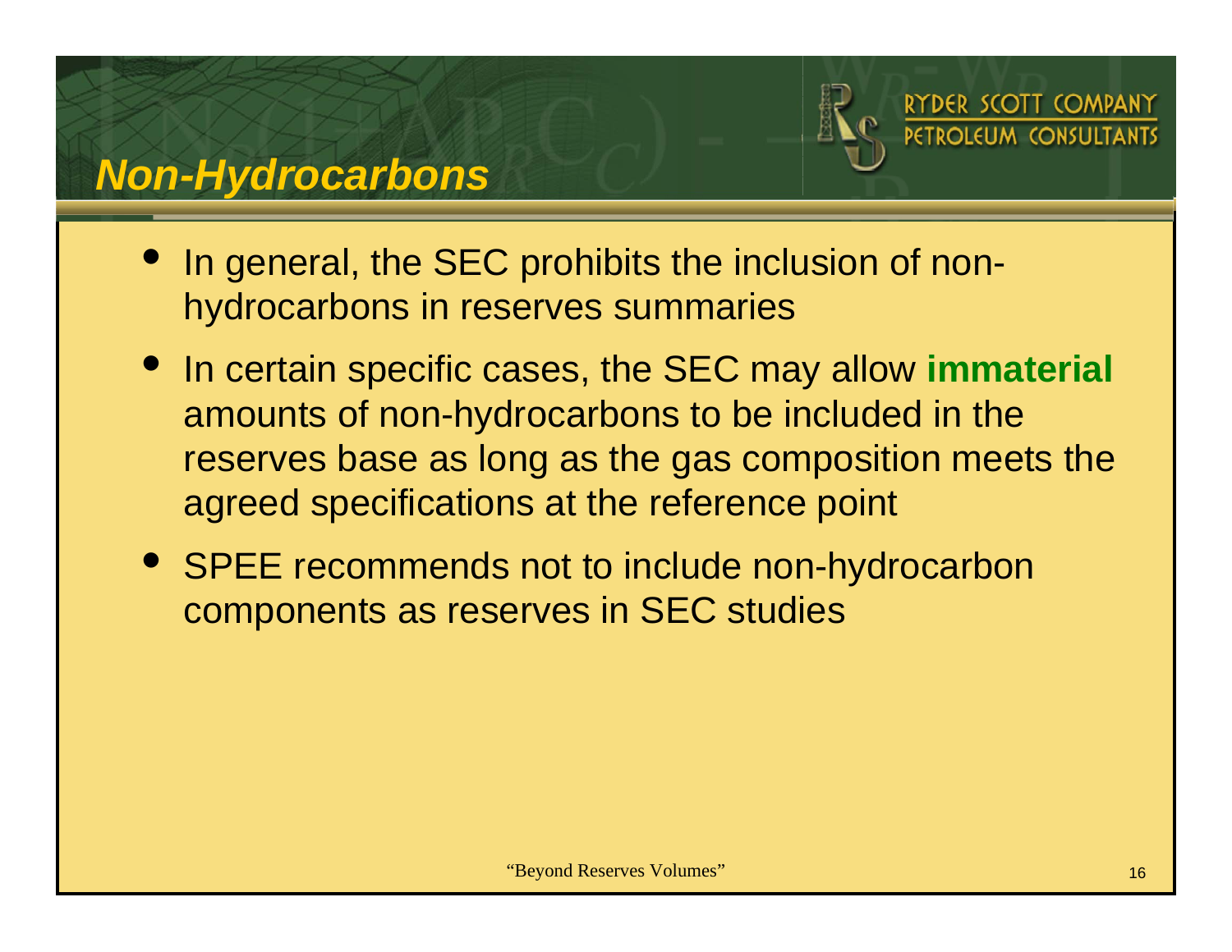## *Non-Hydrocarbons*

- In general, the SEC prohibits the inclusion of non-hydrocarbons in reserves summaries
- In certain specific cases, the SEC may allow **immaterial** amounts of non-hydrocarbons to be included in the reserves base as long as the gas composition meets the agreed specifications at the reference point
- SPEE recommends not to include non-hydrocarbon components as reserves in SEC studies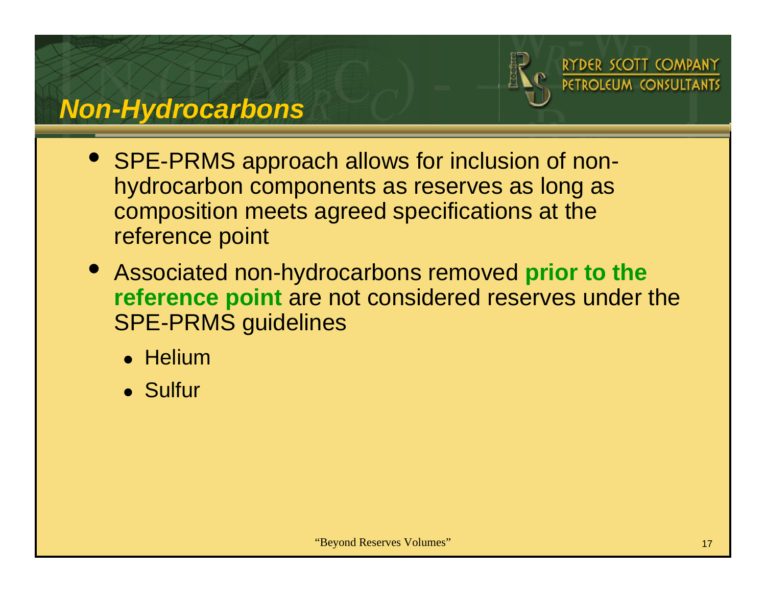# Non-Hydrocarbons

- SPE-PRMS approach allows for inclusion of non-hydrocarbon components as reserves as long as composition meets agreed specifications at the reference point
- Associated non-hydrocarbons removed **prior to the reference point** are not considered reserves under the SPE-PRMS guidelines
  - Helium
  - Sulfur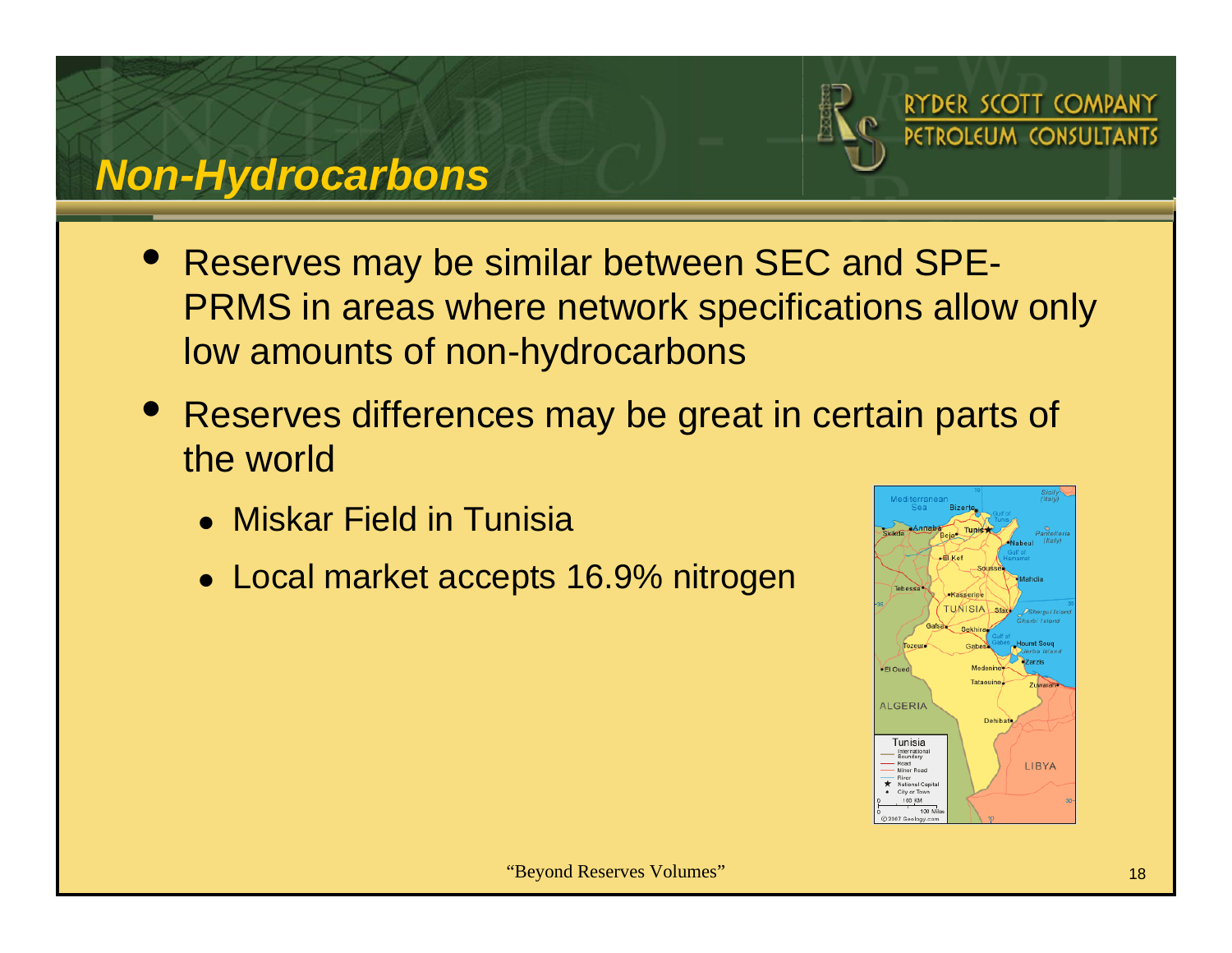# Non-Hydrocarbons

- Reserves may be similar between SEC and SPE-PRMS in areas where network specifications allow only low amounts of non-hydrocarbons
- Reserves differences may be great in certain parts of the world
  - Miskar Field in Tunisia
  - Local market accepts 16.9% nitrogen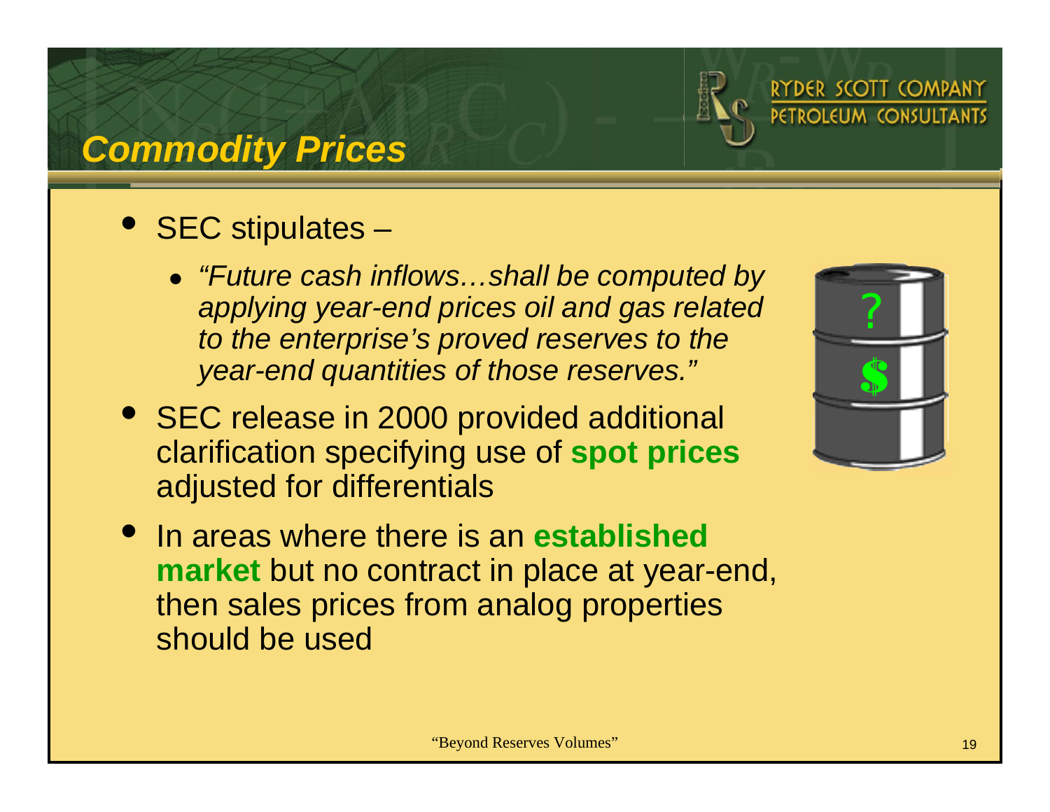# Commodity Prices

- SEC stipulates –
  - *"Future cash inflows…shall be computed by applying year-end prices oil and gas related to the enterprise's proved reserves to the year-end quantities of those reserves."*
- SEC release in 2000 provided additional clarification specifying use of **spot prices** adjusted for differentials
- In areas where there is an **established market** but no contract in place at year-end, then sales prices from analog properties should be used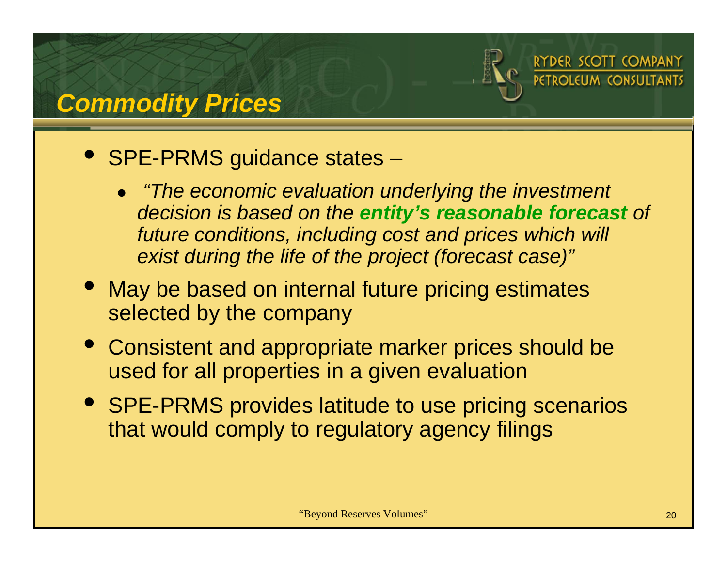# Commodity Prices

- SPE-PRMS guidance states –
  - *"The economic evaluation underlying the investment decision is based on the **entity's reasonable forecast** of future conditions, including cost and prices which will exist during the life of the project (forecast case)"*
- May be based on internal future pricing estimates selected by the company
- Consistent and appropriate marker prices should be used for all properties in a given evaluation
- SPE-PRMS provides latitude to use pricing scenarios that would comply to regulatory agency filings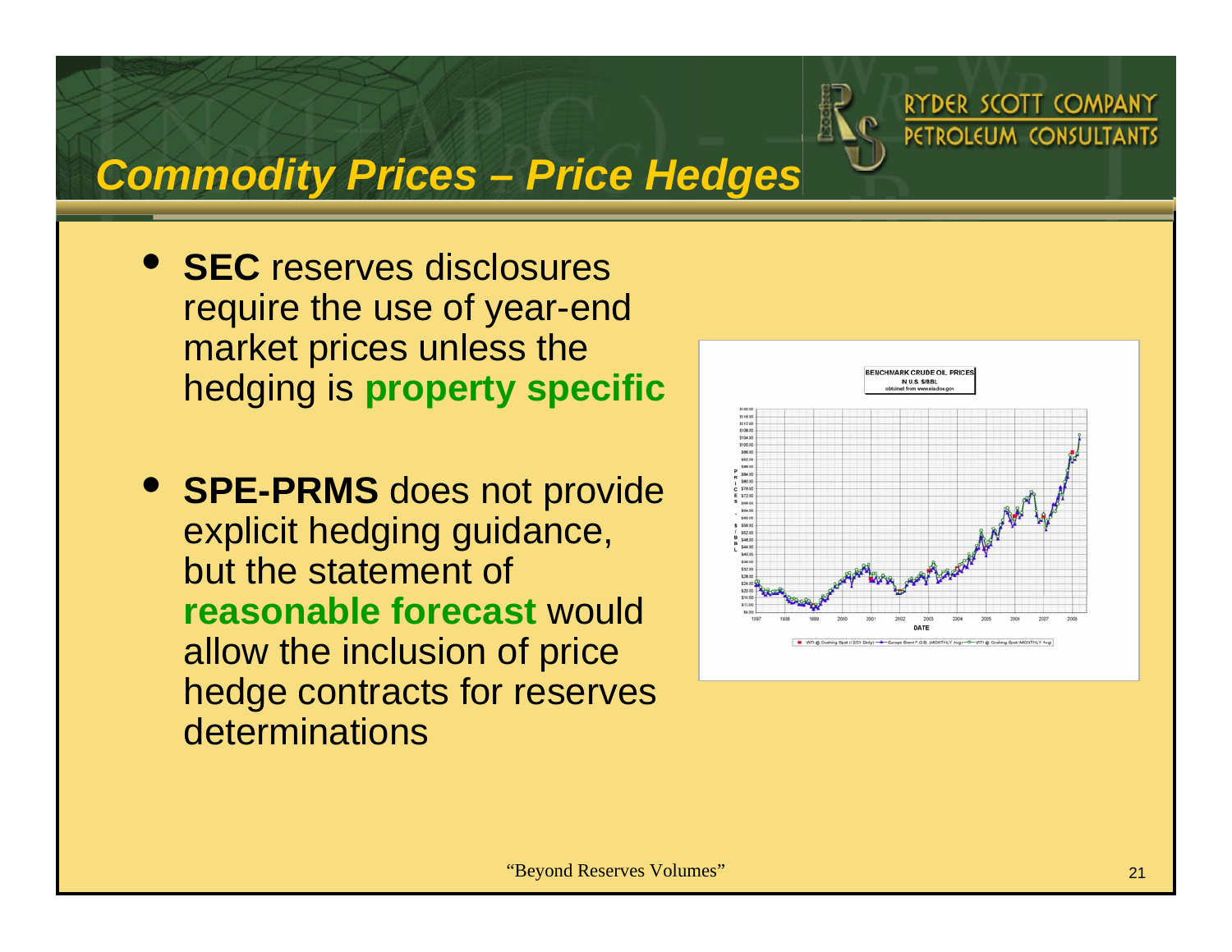# *Commodity Prices – Price Hedges*

- **SEC** reserves disclosures require the use of year-end market prices unless the hedging is **property specific**
- **SPE-PRMS** does not provide explicit hedging guidance, but the statement of **reasonable forecast** would allow the inclusion of price hedge contracts for reserves determinations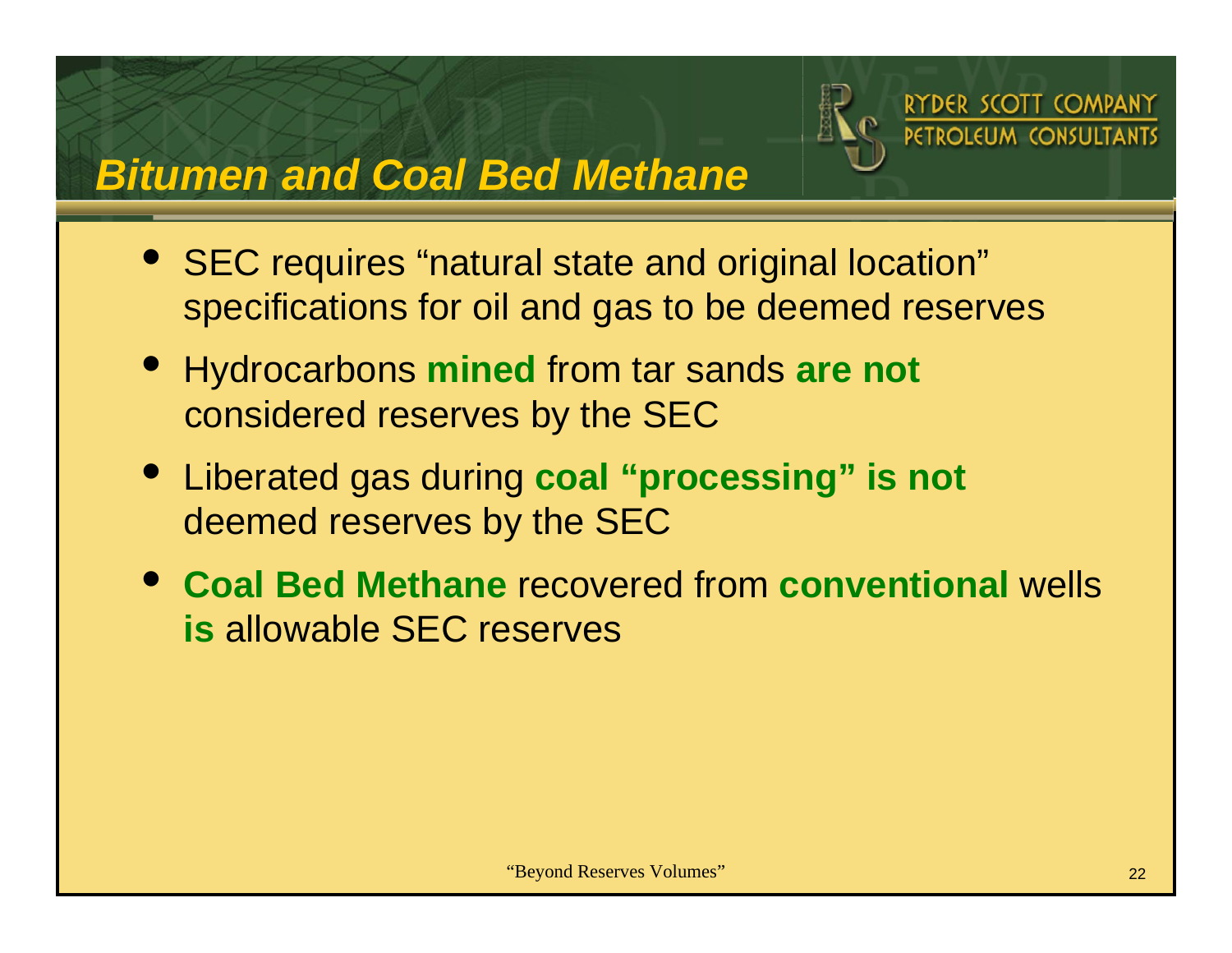## Bitumen and Coal Bed Methane

- SEC requires "natural state and original location" specifications for oil and gas to be deemed reserves
- Hydrocarbons **mined** from tar sands **are not** considered reserves by the SEC
- Liberated gas during **coal "processing" is not** deemed reserves by the SEC
- **Coal Bed Methane** recovered from **conventional** wells **is** allowable SEC reserves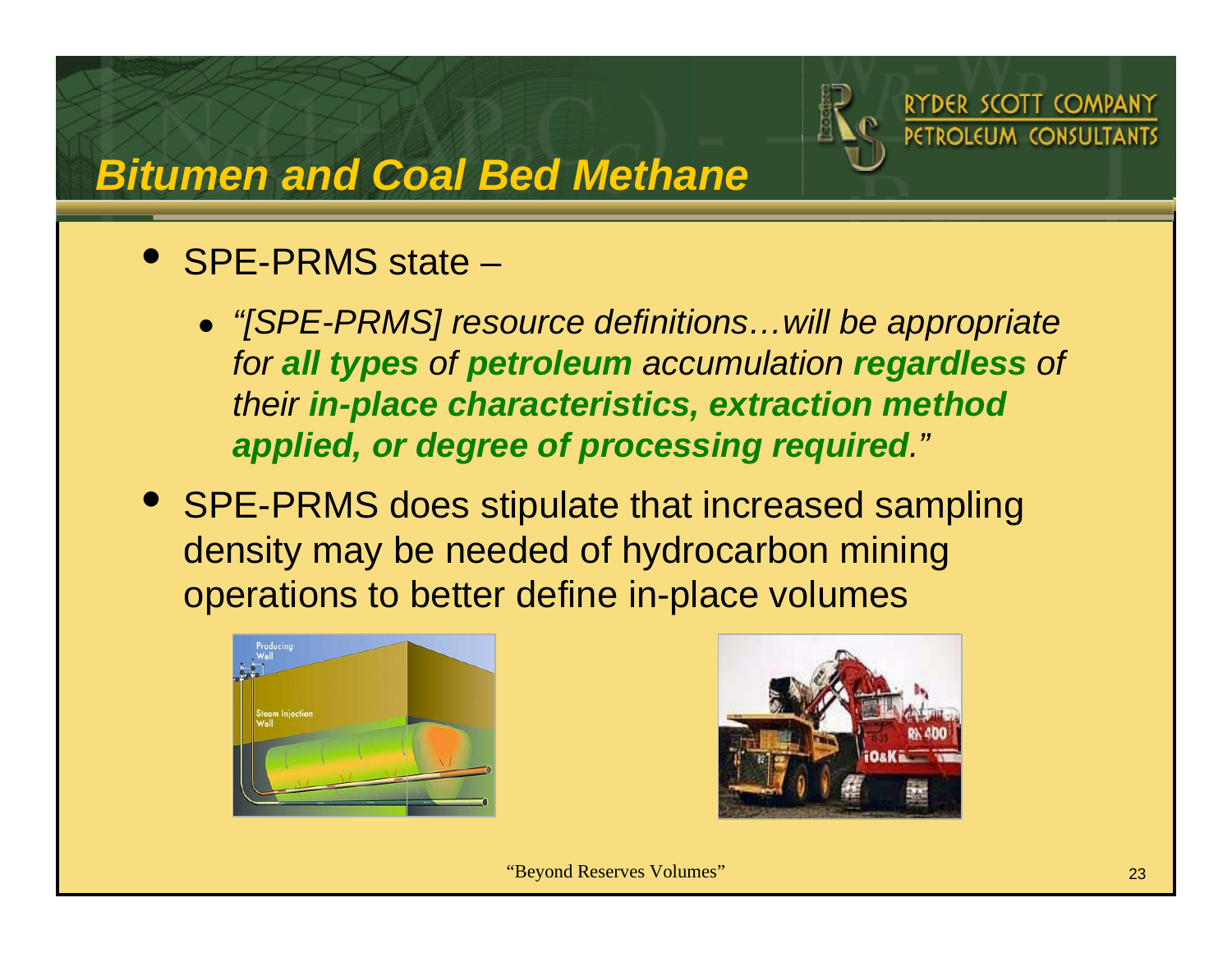# Bitumen and Coal Bed Methane

- SPE-PRMS state –
  - *"[SPE-PRMS] resource definitions…will be appropriate for **all types** of **petroleum** accumulation **regardless** of their **in-place characteristics, extraction method applied, or degree of processing required**."*
- SPE-PRMS does stipulate that increased sampling density may be needed of hydrocarbon mining operations to better define in-place volumes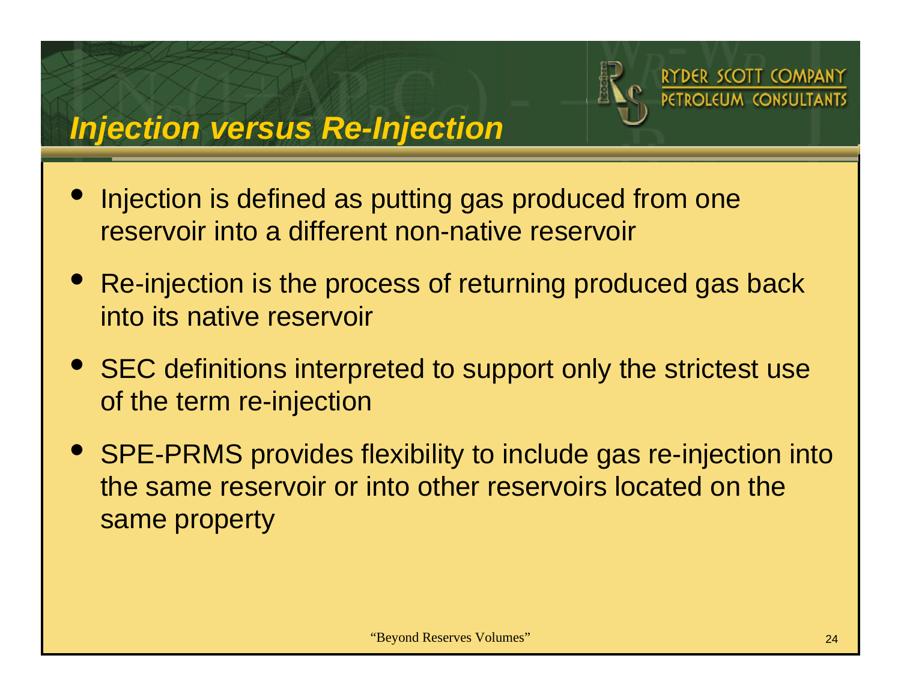# *Injection versus Re-Injection*

- Injection is defined as putting gas produced from one reservoir into a different non-native reservoir
- Re-injection is the process of returning produced gas back into its native reservoir
- SEC definitions interpreted to support only the strictest use of the term re-injection
- SPE-PRMS provides flexibility to include gas re-injection into the same reservoir or into other reservoirs located on the same property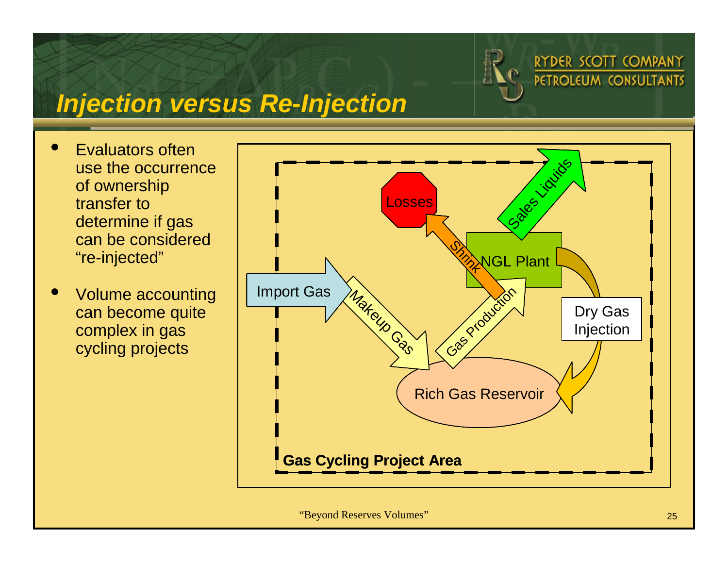# *Injection versus Re-Injection*

- Evaluators often use the occurrence of ownership transfer to determine if gas can be considered "re-injected"
- Volume accounting can become quite complex in gas cycling projects

Losses

Sales Liquids

Shrink

NGL Plant

Import Gas

Makeup Gas

Gas Production

Dry Gas Injection

Rich Gas Reservoir

**Gas Cycling Project Area**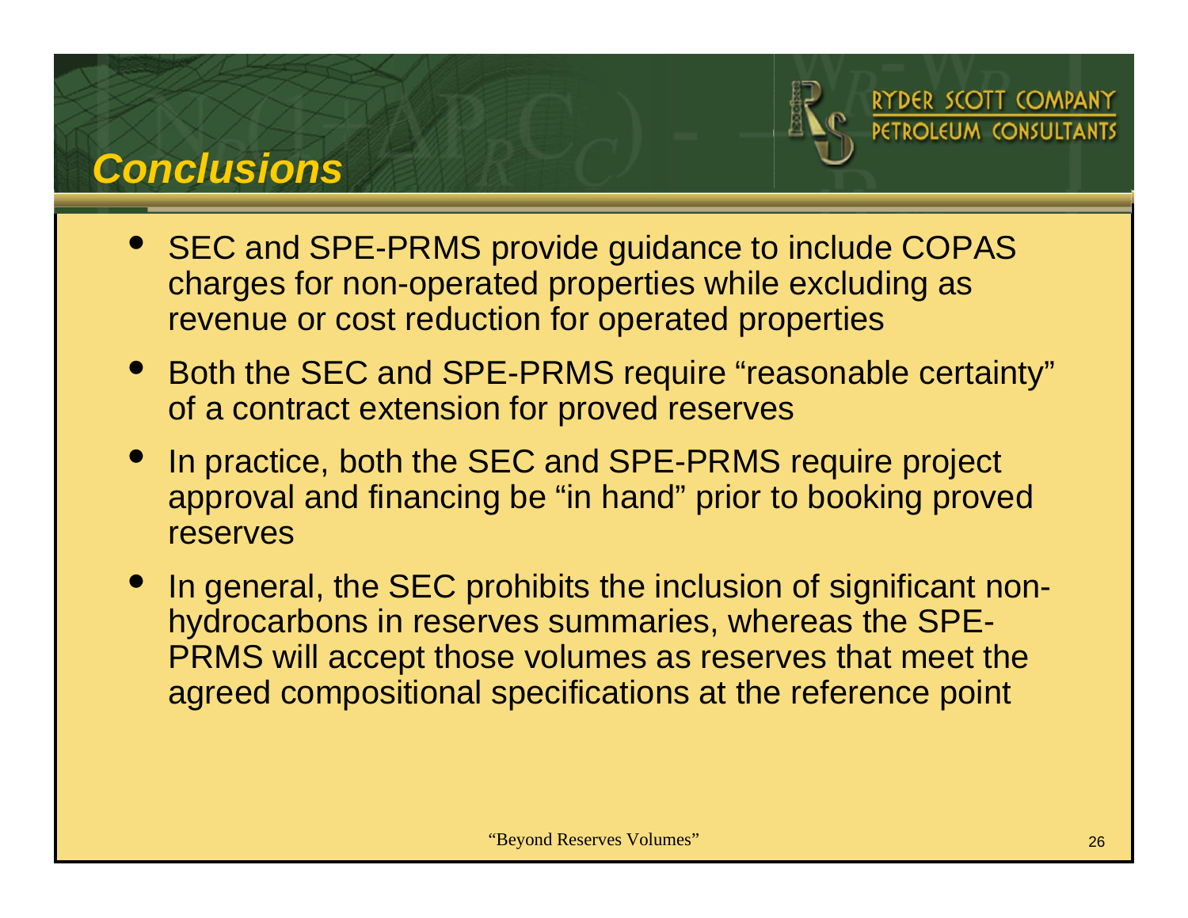# Conclusions

- SEC and SPE-PRMS provide guidance to include COPAS charges for non-operated properties while excluding as revenue or cost reduction for operated properties
- Both the SEC and SPE-PRMS require "reasonable certainty" of a contract extension for proved reserves
- In practice, both the SEC and SPE-PRMS require project approval and financing be "in hand" prior to booking proved reserves
- In general, the SEC prohibits the inclusion of significant non-hydrocarbons in reserves summaries, whereas the SPE-PRMS will accept those volumes as reserves that meet the agreed compositional specifications at the reference point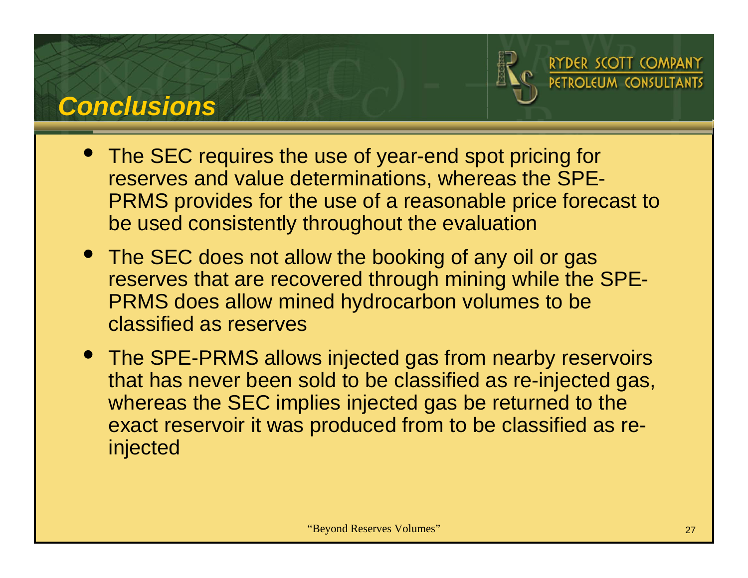# Conclusions

- The SEC requires the use of year-end spot pricing for reserves and value determinations, whereas the SPE-PRMS provides for the use of a reasonable price forecast to be used consistently throughout the evaluation
- The SEC does not allow the booking of any oil or gas reserves that are recovered through mining while the SPE-PRMS does allow mined hydrocarbon volumes to be classified as reserves
- The SPE-PRMS allows injected gas from nearby reservoirs that has never been sold to be classified as re-injected gas, whereas the SEC implies injected gas be returned to the exact reservoir it was produced from to be classified as re-injected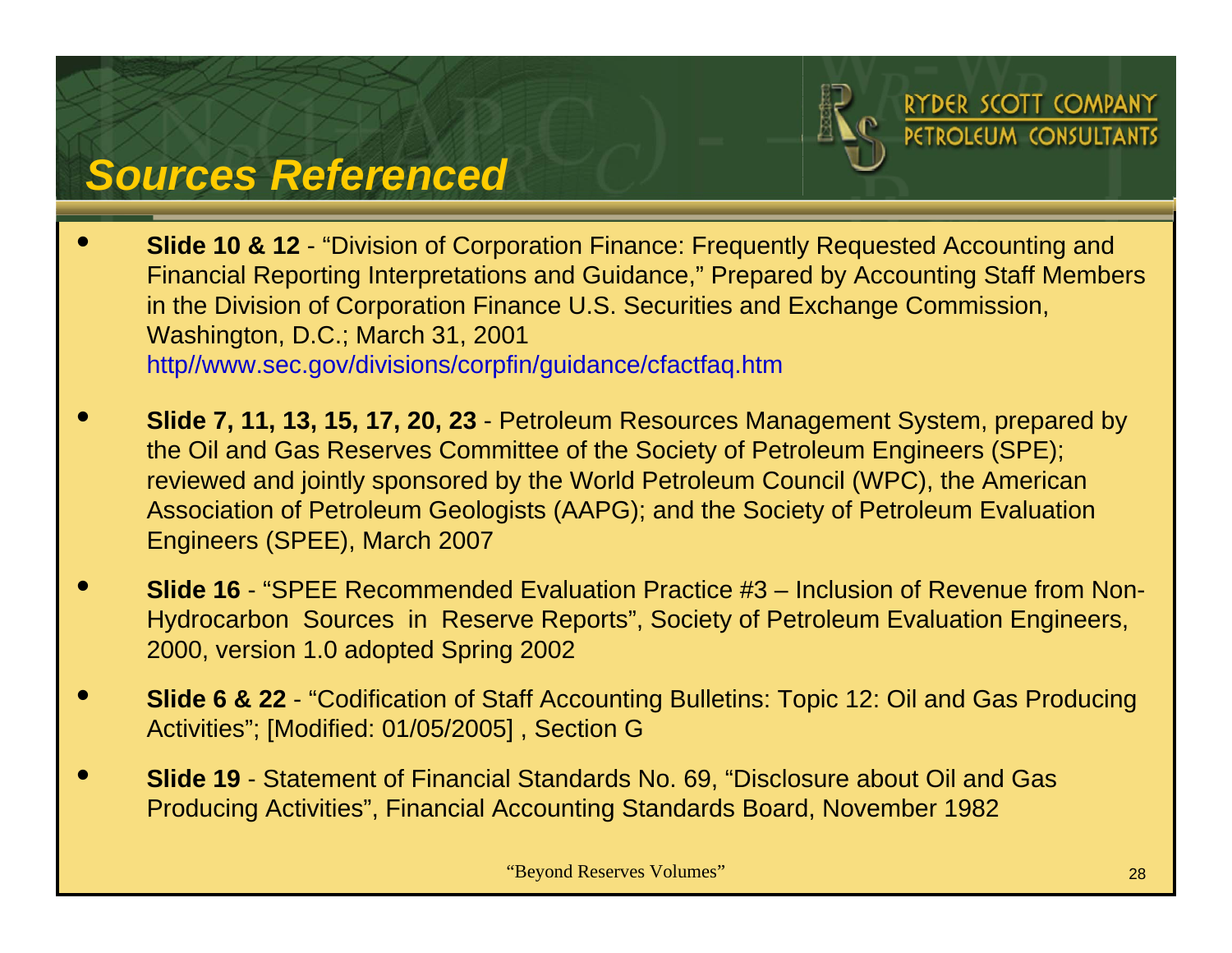# Sources Referenced

- **Slide 10 & 12** - "Division of Corporation Finance: Frequently Requested Accounting and Financial Reporting Interpretations and Guidance," Prepared by Accounting Staff Members in the Division of Corporation Finance U.S. Securities and Exchange Commission, Washington, D.C.; March 31, 2001
  http//www.sec.gov/divisions/corpfin/guidance/cfactfaq.htm
- **Slide 7, 11, 13, 15, 17, 20, 23** - Petroleum Resources Management System, prepared by the Oil and Gas Reserves Committee of the Society of Petroleum Engineers (SPE); reviewed and jointly sponsored by the World Petroleum Council (WPC), the American Association of Petroleum Geologists (AAPG); and the Society of Petroleum Evaluation Engineers (SPEE), March 2007
- **Slide 16** - "SPEE Recommended Evaluation Practice #3 – Inclusion of Revenue from Non-Hydrocarbon Sources in Reserve Reports", Society of Petroleum Evaluation Engineers, 2000, version 1.0 adopted Spring 2002
- **Slide 6 & 22** - "Codification of Staff Accounting Bulletins: Topic 12: Oil and Gas Producing Activities"; [Modified: 01/05/2005] , Section G
- **Slide 19** - Statement of Financial Standards No. 69, "Disclosure about Oil and Gas Producing Activities", Financial Accounting Standards Board, November 1982